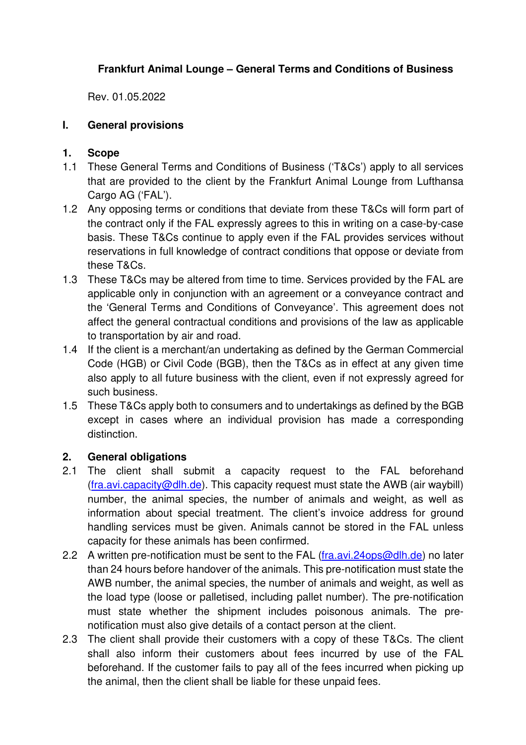# Frankfurt Animal Lounge – General Terms and Conditions of Business

Rev. 01.05.2022

## I. General provisions

### 1. Scope

1.1 These General Terms and Conditions of Business ('T&Cs') apply to all services that are provided to the client by the Frankfurt Animal Lounge from Lufthansa Cargo AG ('FAL').

1.2 Any opposing terms or conditions that deviate from these T&Cs will form part of the contract only if the FAL expressly agrees to this in writing on a case-by-case basis. These T&Cs continue to apply even if the FAL provides services without reservations in full knowledge of contract conditions that oppose or deviate from these T&Cs.

1.3 These T&Cs may be altered from time to time. Services provided by the FAL are applicable only in conjunction with an agreement or a conveyance contract and the 'General Terms and Conditions of Conveyance'. This agreement does not affect the general contractual conditions and provisions of the law as applicable to transportation by air and road.

1.4 If the client is a merchant/an undertaking as defined by the German Commercial Code (HGB) or Civil Code (BGB), then the T&Cs as in effect at any given time also apply to all future business with the client, even if not expressly agreed for such business.

1.5 These T&Cs apply both to consumers and to undertakings as defined by the BGB except in cases where an individual provision has made a corresponding distinction.

### 2. General obligations

2.1 The client shall submit a capacity request to the FAL beforehand (fra.avi.capacity@dlh.de). This capacity request must state the AWB (air waybill) number, the animal species, the number of animals and weight, as well as information about special treatment. The client's invoice address for ground handling services must be given. Animals cannot be stored in the FAL unless capacity for these animals has been confirmed.

2.2 A written pre-notification must be sent to the FAL (fra.avi.24ops@dlh.de) no later than 24 hours before handover of the animals. This pre-notification must state the AWB number, the animal species, the number of animals and weight, as well as the load type (loose or palletised, including pallet number). The pre-notification must state whether the shipment includes poisonous animals. The pre-notification must also give details of a contact person at the client.

2.3 The client shall provide their customers with a copy of these T&Cs. The client shall also inform their customers about fees incurred by use of the FAL beforehand. If the customer fails to pay all of the fees incurred when picking up the animal, then the client shall be liable for these unpaid fees.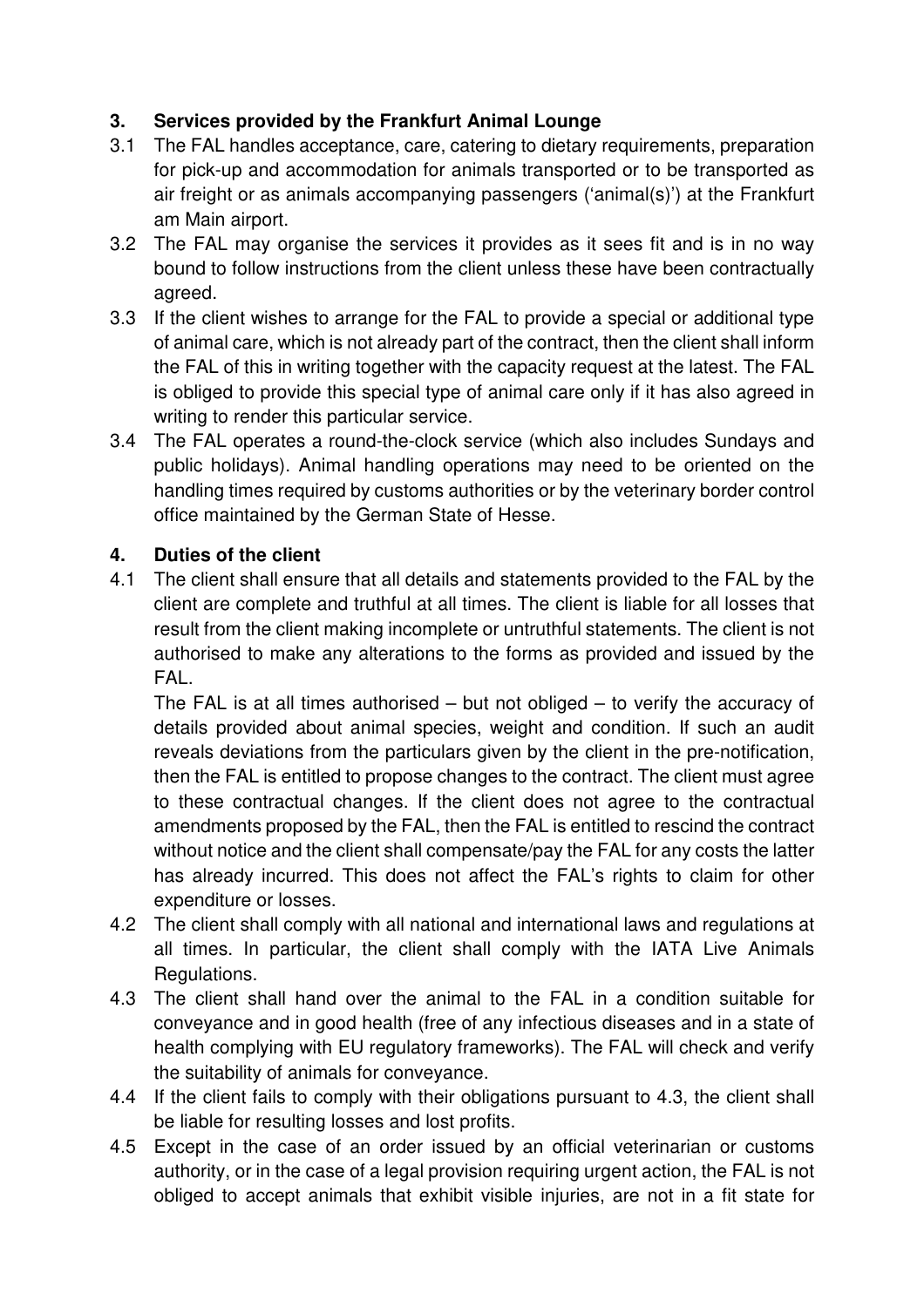## 3. Services provided by the Frankfurt Animal Lounge

3.1 The FAL handles acceptance, care, catering to dietary requirements, preparation for pick-up and accommodation for animals transported or to be transported as air freight or as animals accompanying passengers ('animal(s)') at the Frankfurt am Main airport.

3.2 The FAL may organise the services it provides as it sees fit and is in no way bound to follow instructions from the client unless these have been contractually agreed.

3.3 If the client wishes to arrange for the FAL to provide a special or additional type of animal care, which is not already part of the contract, then the client shall inform the FAL of this in writing together with the capacity request at the latest. The FAL is obliged to provide this special type of animal care only if it has also agreed in writing to render this particular service.

3.4 The FAL operates a round-the-clock service (which also includes Sundays and public holidays). Animal handling operations may need to be oriented on the handling times required by customs authorities or by the veterinary border control office maintained by the German State of Hesse.

## 4. Duties of the client

4.1 The client shall ensure that all details and statements provided to the FAL by the client are complete and truthful at all times. The client is liable for all losses that result from the client making incomplete or untruthful statements. The client is not authorised to make any alterations to the forms as provided and issued by the FAL.

The FAL is at all times authorised – but not obliged – to verify the accuracy of details provided about animal species, weight and condition. If such an audit reveals deviations from the particulars given by the client in the pre-notification, then the FAL is entitled to propose changes to the contract. The client must agree to these contractual changes. If the client does not agree to the contractual amendments proposed by the FAL, then the FAL is entitled to rescind the contract without notice and the client shall compensate/pay the FAL for any costs the latter has already incurred. This does not affect the FAL's rights to claim for other expenditure or losses.

4.2 The client shall comply with all national and international laws and regulations at all times. In particular, the client shall comply with the IATA Live Animals Regulations.

4.3 The client shall hand over the animal to the FAL in a condition suitable for conveyance and in good health (free of any infectious diseases and in a state of health complying with EU regulatory frameworks). The FAL will check and verify the suitability of animals for conveyance.

4.4 If the client fails to comply with their obligations pursuant to 4.3, the client shall be liable for resulting losses and lost profits.

4.5 Except in the case of an order issued by an official veterinarian or customs authority, or in the case of a legal provision requiring urgent action, the FAL is not obliged to accept animals that exhibit visible injuries, are not in a fit state for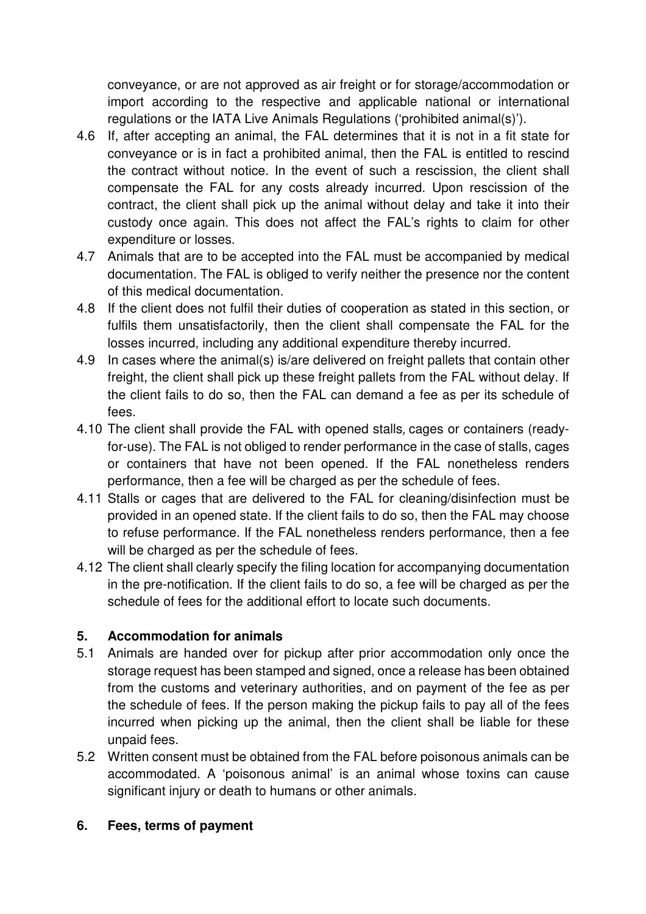conveyance, or are not approved as air freight or for storage/accommodation or import according to the respective and applicable national or international regulations or the IATA Live Animals Regulations ('prohibited animal(s)').

4.6 If, after accepting an animal, the FAL determines that it is not in a fit state for conveyance or is in fact a prohibited animal, then the FAL is entitled to rescind the contract without notice. In the event of such a rescission, the client shall compensate the FAL for any costs already incurred. Upon rescission of the contract, the client shall pick up the animal without delay and take it into their custody once again. This does not affect the FAL's rights to claim for other expenditure or losses.

4.7 Animals that are to be accepted into the FAL must be accompanied by medical documentation. The FAL is obliged to verify neither the presence nor the content of this medical documentation.

4.8 If the client does not fulfil their duties of cooperation as stated in this section, or fulfils them unsatisfactorily, then the client shall compensate the FAL for the losses incurred, including any additional expenditure thereby incurred.

4.9 In cases where the animal(s) is/are delivered on freight pallets that contain other freight, the client shall pick up these freight pallets from the FAL without delay. If the client fails to do so, then the FAL can demand a fee as per its schedule of fees.

4.10 The client shall provide the FAL with opened stalls, cages or containers (ready-for-use). The FAL is not obliged to render performance in the case of stalls, cages or containers that have not been opened. If the FAL nonetheless renders performance, then a fee will be charged as per the schedule of fees.

4.11 Stalls or cages that are delivered to the FAL for cleaning/disinfection must be provided in an opened state. If the client fails to do so, then the FAL may choose to refuse performance. If the FAL nonetheless renders performance, then a fee will be charged as per the schedule of fees.

4.12 The client shall clearly specify the filing location for accompanying documentation in the pre-notification. If the client fails to do so, a fee will be charged as per the schedule of fees for the additional effort to locate such documents.

## 5. Accommodation for animals

5.1 Animals are handed over for pickup after prior accommodation only once the storage request has been stamped and signed, once a release has been obtained from the customs and veterinary authorities, and on payment of the fee as per the schedule of fees. If the person making the pickup fails to pay all of the fees incurred when picking up the animal, then the client shall be liable for these unpaid fees.

5.2 Written consent must be obtained from the FAL before poisonous animals can be accommodated. A 'poisonous animal' is an animal whose toxins can cause significant injury or death to humans or other animals.

## 6. Fees, terms of payment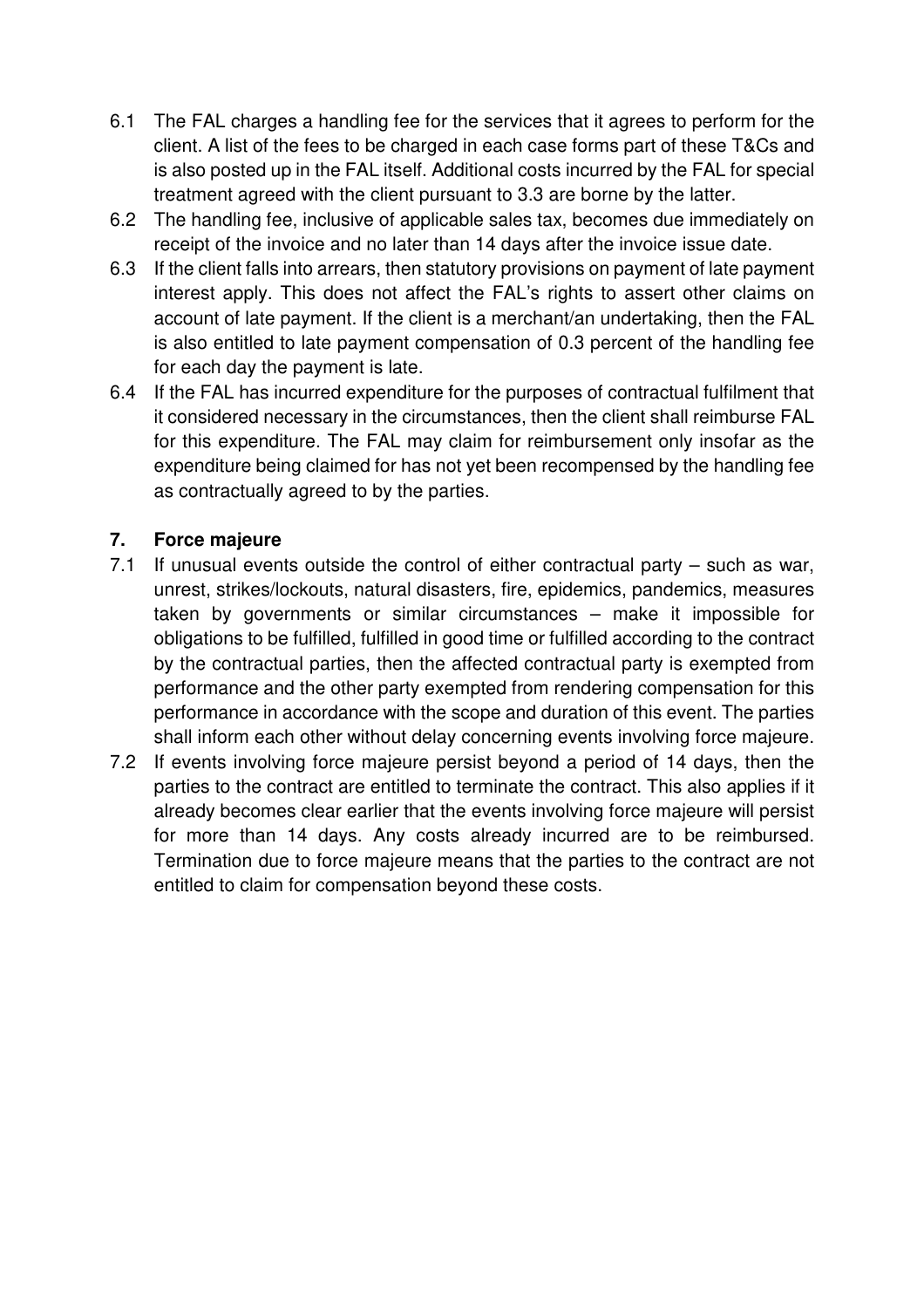6.1 The FAL charges a handling fee for the services that it agrees to perform for the client. A list of the fees to be charged in each case forms part of these T&Cs and is also posted up in the FAL itself. Additional costs incurred by the FAL for special treatment agreed with the client pursuant to 3.3 are borne by the latter.

6.2 The handling fee, inclusive of applicable sales tax, becomes due immediately on receipt of the invoice and no later than 14 days after the invoice issue date.

6.3 If the client falls into arrears, then statutory provisions on payment of late payment interest apply. This does not affect the FAL's rights to assert other claims on account of late payment. If the client is a merchant/an undertaking, then the FAL is also entitled to late payment compensation of 0.3 percent of the handling fee for each day the payment is late.

6.4 If the FAL has incurred expenditure for the purposes of contractual fulfilment that it considered necessary in the circumstances, then the client shall reimburse FAL for this expenditure. The FAL may claim for reimbursement only insofar as the expenditure being claimed for has not yet been recompensed by the handling fee as contractually agreed to by the parties.

## 7. Force majeure

7.1 If unusual events outside the control of either contractual party – such as war, unrest, strikes/lockouts, natural disasters, fire, epidemics, pandemics, measures taken by governments or similar circumstances – make it impossible for obligations to be fulfilled, fulfilled in good time or fulfilled according to the contract by the contractual parties, then the affected contractual party is exempted from performance and the other party exempted from rendering compensation for this performance in accordance with the scope and duration of this event. The parties shall inform each other without delay concerning events involving force majeure.

7.2 If events involving force majeure persist beyond a period of 14 days, then the parties to the contract are entitled to terminate the contract. This also applies if it already becomes clear earlier that the events involving force majeure will persist for more than 14 days. Any costs already incurred are to be reimbursed. Termination due to force majeure means that the parties to the contract are not entitled to claim for compensation beyond these costs.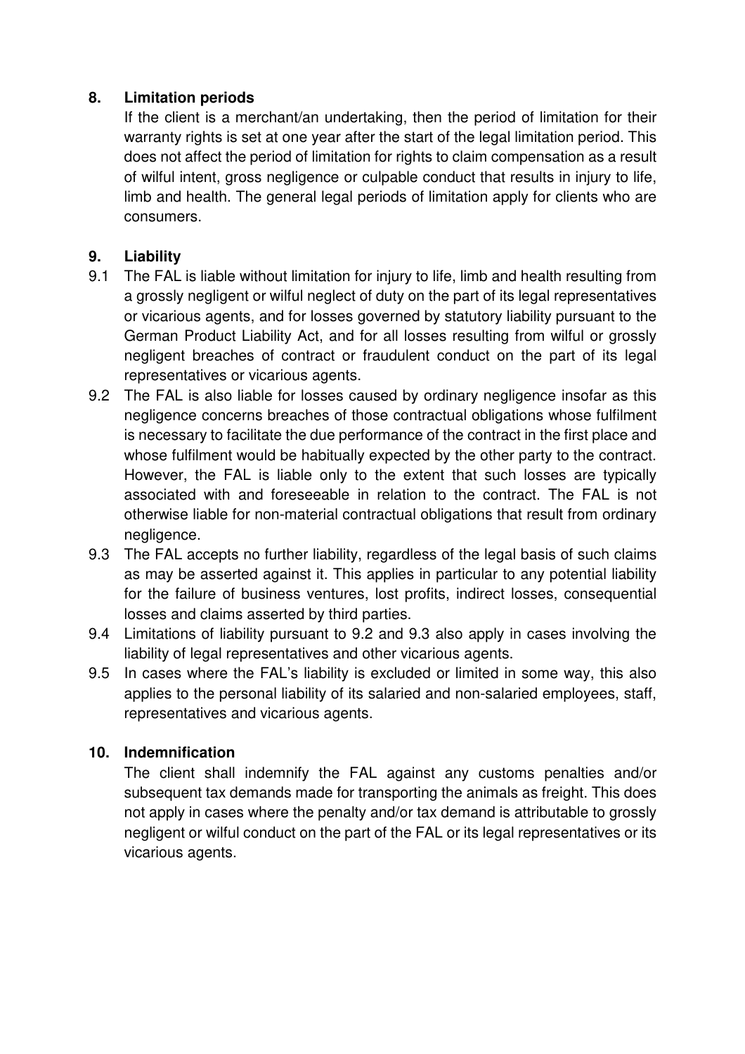## 8. Limitation periods

If the client is a merchant/an undertaking, then the period of limitation for their warranty rights is set at one year after the start of the legal limitation period. This does not affect the period of limitation for rights to claim compensation as a result of wilful intent, gross negligence or culpable conduct that results in injury to life, limb and health. The general legal periods of limitation apply for clients who are consumers.

## 9. Liability

9.1 The FAL is liable without limitation for injury to life, limb and health resulting from a grossly negligent or wilful neglect of duty on the part of its legal representatives or vicarious agents, and for losses governed by statutory liability pursuant to the German Product Liability Act, and for all losses resulting from wilful or grossly negligent breaches of contract or fraudulent conduct on the part of its legal representatives or vicarious agents.

9.2 The FAL is also liable for losses caused by ordinary negligence insofar as this negligence concerns breaches of those contractual obligations whose fulfilment is necessary to facilitate the due performance of the contract in the first place and whose fulfilment would be habitually expected by the other party to the contract. However, the FAL is liable only to the extent that such losses are typically associated with and foreseeable in relation to the contract. The FAL is not otherwise liable for non-material contractual obligations that result from ordinary negligence.

9.3 The FAL accepts no further liability, regardless of the legal basis of such claims as may be asserted against it. This applies in particular to any potential liability for the failure of business ventures, lost profits, indirect losses, consequential losses and claims asserted by third parties.

9.4 Limitations of liability pursuant to 9.2 and 9.3 also apply in cases involving the liability of legal representatives and other vicarious agents.

9.5 In cases where the FAL's liability is excluded or limited in some way, this also applies to the personal liability of its salaried and non-salaried employees, staff, representatives and vicarious agents.

## 10. Indemnification

The client shall indemnify the FAL against any customs penalties and/or subsequent tax demands made for transporting the animals as freight. This does not apply in cases where the penalty and/or tax demand is attributable to grossly negligent or wilful conduct on the part of the FAL or its legal representatives or its vicarious agents.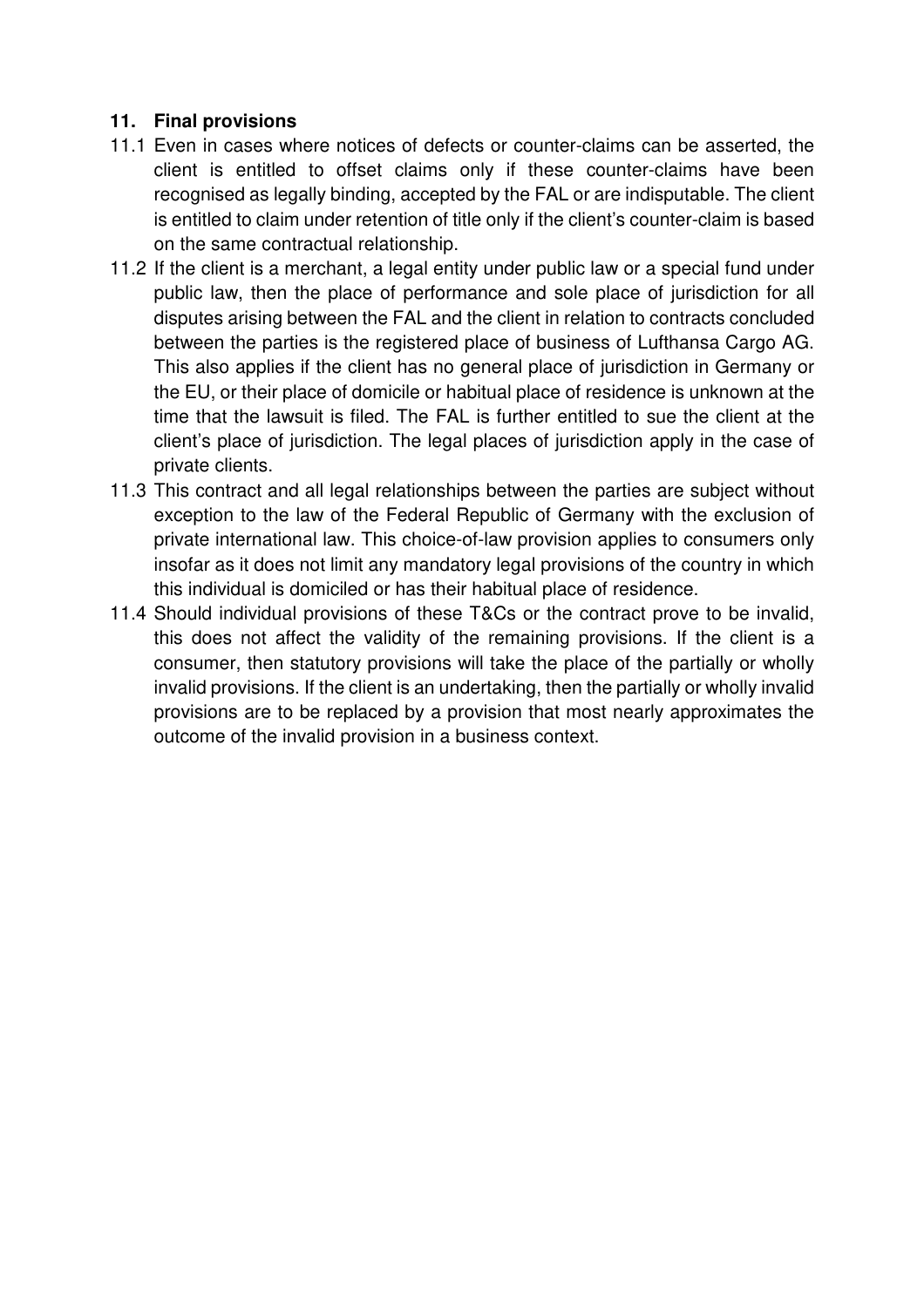## 11. Final provisions

11.1 Even in cases where notices of defects or counter-claims can be asserted, the client is entitled to offset claims only if these counter-claims have been recognised as legally binding, accepted by the FAL or are indisputable. The client is entitled to claim under retention of title only if the client's counter-claim is based on the same contractual relationship.

11.2 If the client is a merchant, a legal entity under public law or a special fund under public law, then the place of performance and sole place of jurisdiction for all disputes arising between the FAL and the client in relation to contracts concluded between the parties is the registered place of business of Lufthansa Cargo AG. This also applies if the client has no general place of jurisdiction in Germany or the EU, or their place of domicile or habitual place of residence is unknown at the time that the lawsuit is filed. The FAL is further entitled to sue the client at the client's place of jurisdiction. The legal places of jurisdiction apply in the case of private clients.

11.3 This contract and all legal relationships between the parties are subject without exception to the law of the Federal Republic of Germany with the exclusion of private international law. This choice-of-law provision applies to consumers only insofar as it does not limit any mandatory legal provisions of the country in which this individual is domiciled or has their habitual place of residence.

11.4 Should individual provisions of these T&Cs or the contract prove to be invalid, this does not affect the validity of the remaining provisions. If the client is a consumer, then statutory provisions will take the place of the partially or wholly invalid provisions. If the client is an undertaking, then the partially or wholly invalid provisions are to be replaced by a provision that most nearly approximates the outcome of the invalid provision in a business context.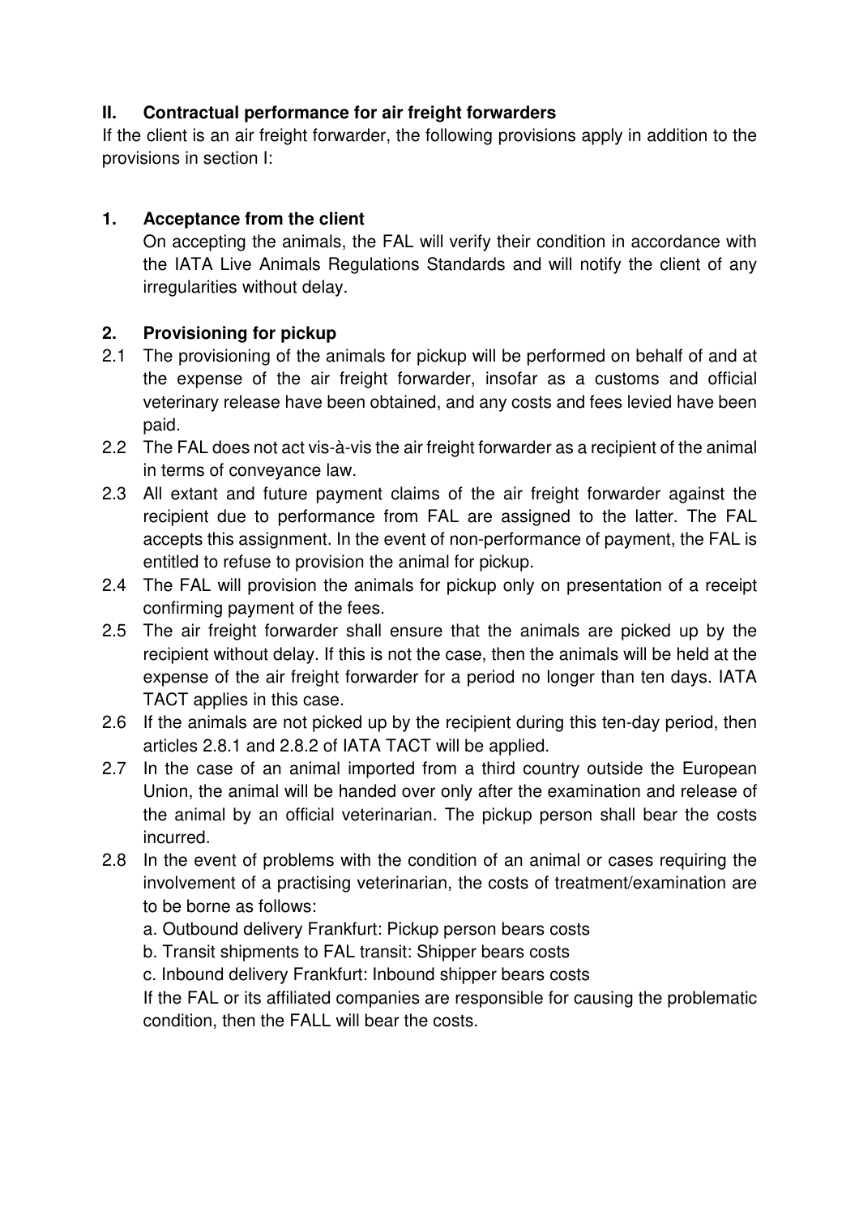## II. Contractual performance for air freight forwarders

If the client is an air freight forwarder, the following provisions apply in addition to the provisions in section I:

### 1. Acceptance from the client

On accepting the animals, the FAL will verify their condition in accordance with the IATA Live Animals Regulations Standards and will notify the client of any irregularities without delay.

### 2. Provisioning for pickup

2.1 The provisioning of the animals for pickup will be performed on behalf of and at the expense of the air freight forwarder, insofar as a customs and official veterinary release have been obtained, and any costs and fees levied have been paid.

2.2 The FAL does not act vis-à-vis the air freight forwarder as a recipient of the animal in terms of conveyance law.

2.3 All extant and future payment claims of the air freight forwarder against the recipient due to performance from FAL are assigned to the latter. The FAL accepts this assignment. In the event of non-performance of payment, the FAL is entitled to refuse to provision the animal for pickup.

2.4 The FAL will provision the animals for pickup only on presentation of a receipt confirming payment of the fees.

2.5 The air freight forwarder shall ensure that the animals are picked up by the recipient without delay. If this is not the case, then the animals will be held at the expense of the air freight forwarder for a period no longer than ten days. IATA TACT applies in this case.

2.6 If the animals are not picked up by the recipient during this ten-day period, then articles 2.8.1 and 2.8.2 of IATA TACT will be applied.

2.7 In the case of an animal imported from a third country outside the European Union, the animal will be handed over only after the examination and release of the animal by an official veterinarian. The pickup person shall bear the costs incurred.

2.8 In the event of problems with the condition of an animal or cases requiring the involvement of a practising veterinarian, the costs of treatment/examination are to be borne as follows:

a. Outbound delivery Frankfurt: Pickup person bears costs

b. Transit shipments to FAL transit: Shipper bears costs

c. Inbound delivery Frankfurt: Inbound shipper bears costs

If the FAL or its affiliated companies are responsible for causing the problematic condition, then the FALL will bear the costs.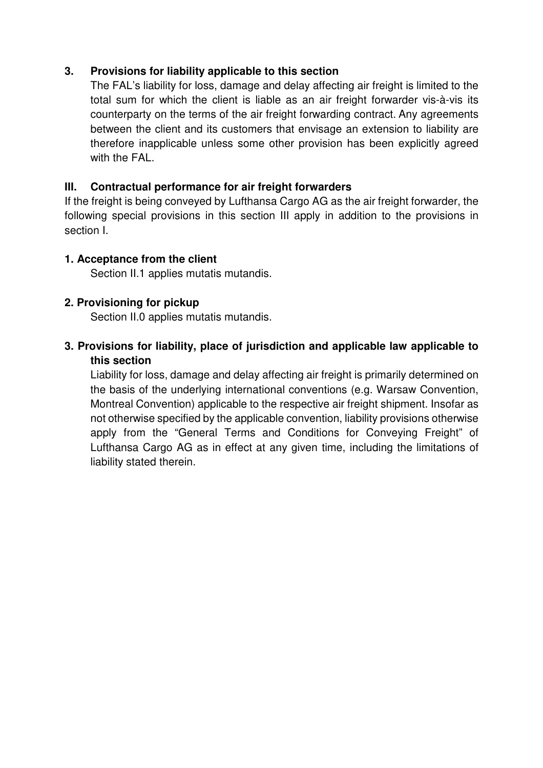### 3. Provisions for liability applicable to this section

The FAL's liability for loss, damage and delay affecting air freight is limited to the total sum for which the client is liable as an air freight forwarder vis-à-vis its counterparty on the terms of the air freight forwarding contract. Any agreements between the client and its customers that envisage an extension to liability are therefore inapplicable unless some other provision has been explicitly agreed with the FAL.

## III. Contractual performance for air freight forwarders

If the freight is being conveyed by Lufthansa Cargo AG as the air freight forwarder, the following special provisions in this section III apply in addition to the provisions in section I.

### 1. Acceptance from the client

Section II.1 applies mutatis mutandis.

### 2. Provisioning for pickup

Section II.0 applies mutatis mutandis.

### 3. Provisions for liability, place of jurisdiction and applicable law applicable to this section

Liability for loss, damage and delay affecting air freight is primarily determined on the basis of the underlying international conventions (e.g. Warsaw Convention, Montreal Convention) applicable to the respective air freight shipment. Insofar as not otherwise specified by the applicable convention, liability provisions otherwise apply from the "General Terms and Conditions for Conveying Freight" of Lufthansa Cargo AG as in effect at any given time, including the limitations of liability stated therein.